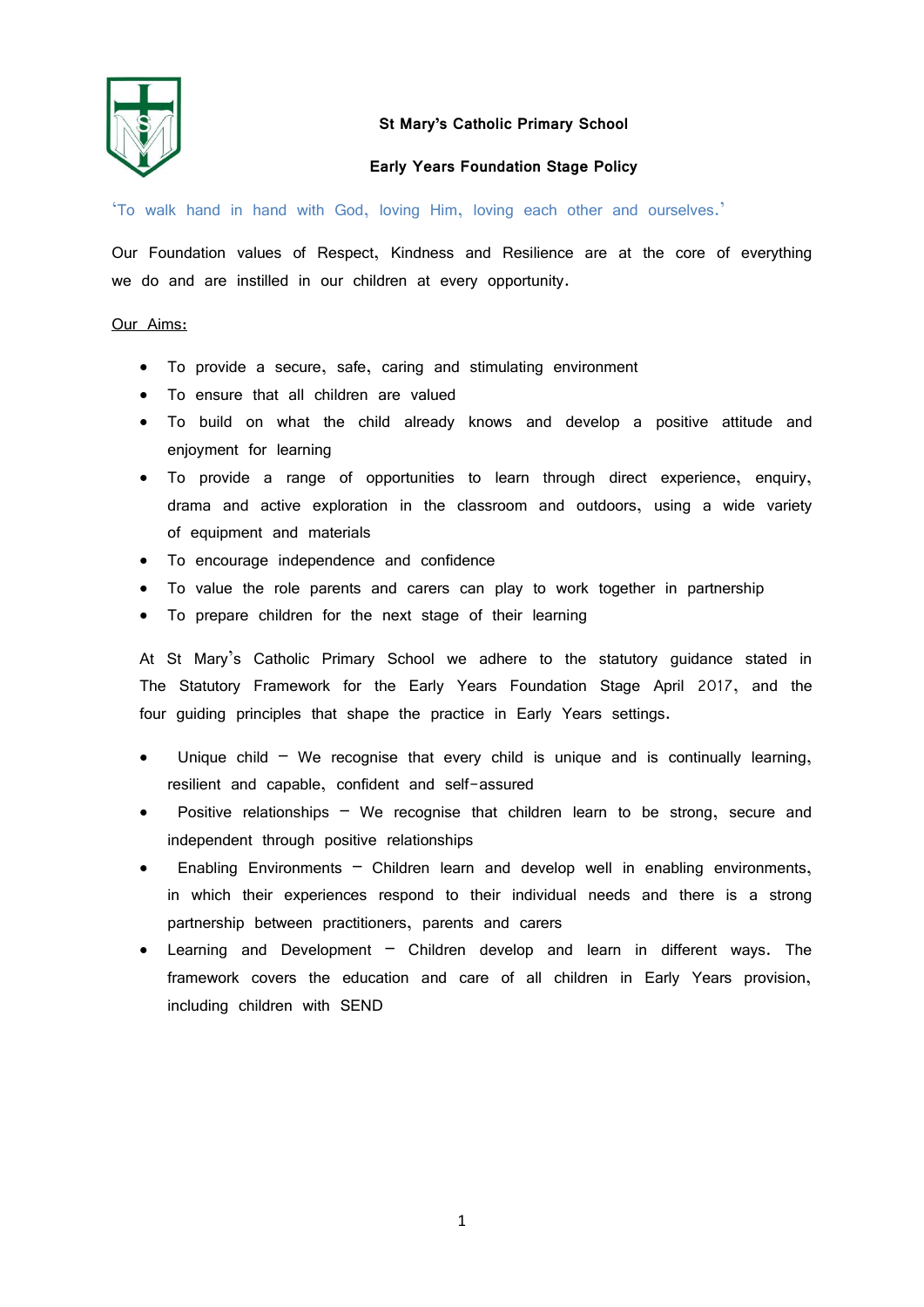# St Mary's Catholic Primary School

## Early Years Foundation Stage Policy

'To walk hand in hand with God, loving Him, loving each other and ourselves.'

Our Foundation values of Respect, Kindness and Resilience are at the core of everything we do and are instilled in our children at every opportunity.

Our Aims:

- To provide a secure, safe, caring and stimulating environment
- To ensure that all children are valued
- To build on what the child already knows and develop a positive attitude and enjoyment for learning
- To provide a range of opportunities to learn through direct experience, enquiry, drama and active exploration in the classroom and outdoors, using a wide variety of equipment and materials
- To encourage independence and confidence
- To value the role parents and carers can play to work together in partnership
- To prepare children for the next stage of their learning

At St Mary's Catholic Primary School we adhere to the statutory guidance stated in The Statutory Framework for the Early Years Foundation Stage April 2017, and the four guiding principles that shape the practice in Early Years settings.

- Unique child – We recognise that every child is unique and is continually learning, resilient and capable, confident and self-assured
- Positive relationships – We recognise that children learn to be strong, secure and independent through positive relationships
- Enabling Environments – Children learn and develop well in enabling environments, in which their experiences respond to their individual needs and there is a strong partnership between practitioners, parents and carers
- Learning and Development – Children develop and learn in different ways. The framework covers the education and care of all children in Early Years provision, including children with SEND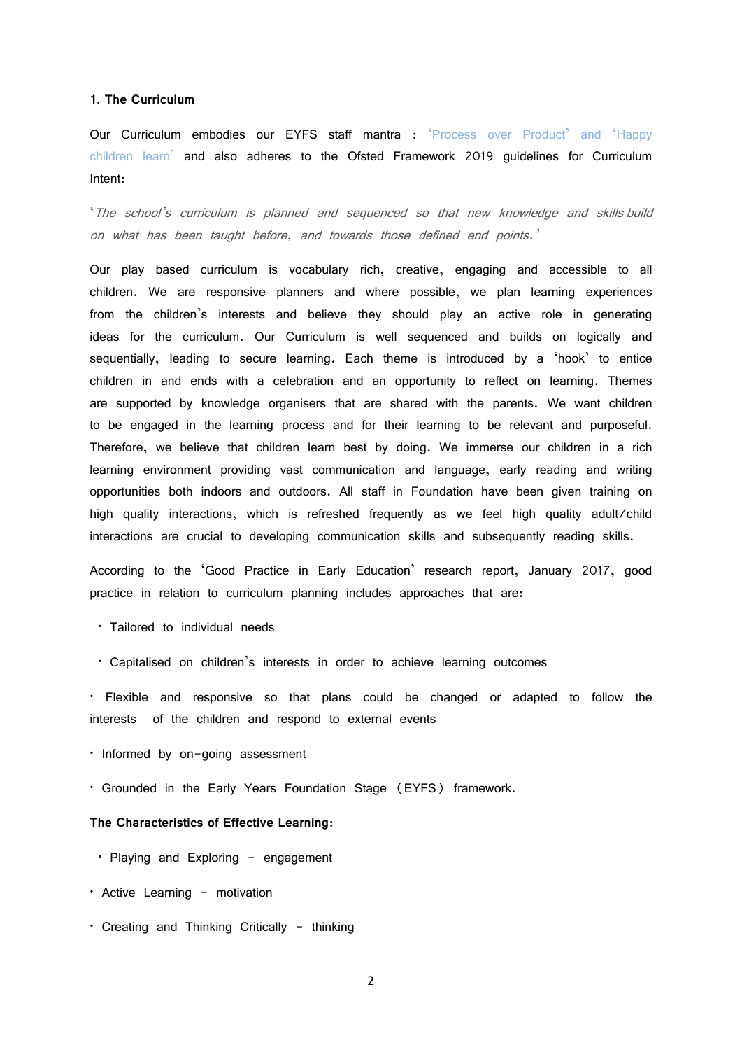**1. The Curriculum**

Our Curriculum embodies our EYFS staff mantra : 'Process over Product' and 'Happy children learn' and also adheres to the Ofsted Framework 2019 guidelines for Curriculum Intent:

*'The school's curriculum is planned and sequenced so that new knowledge and skills build on what has been taught before, and towards those defined end points.'*

Our play based curriculum is vocabulary rich, creative, engaging and accessible to all children. We are responsive planners and where possible, we plan learning experiences from the children's interests and believe they should play an active role in generating ideas for the curriculum. Our Curriculum is well sequenced and builds on logically and sequentially, leading to secure learning. Each theme is introduced by a 'hook' to entice children in and ends with a celebration and an opportunity to reflect on learning. Themes are supported by knowledge organisers that are shared with the parents. We want children to be engaged in the learning process and for their learning to be relevant and purposeful. Therefore, we believe that children learn best by doing. We immerse our children in a rich learning environment providing vast communication and language, early reading and writing opportunities both indoors and outdoors. All staff in Foundation have been given training on high quality interactions, which is refreshed frequently as we feel high quality adult/child interactions are crucial to developing communication skills and subsequently reading skills.

According to the 'Good Practice in Early Education' research report, January 2017, good practice in relation to curriculum planning includes approaches that are:

- Tailored to individual needs
- Capitalised on children's interests in order to achieve learning outcomes
- Flexible and responsive so that plans could be changed or adapted to follow the interests of the children and respond to external events
- Informed by on-going assessment
- Grounded in the Early Years Foundation Stage (EYFS) framework.

**The Characteristics of Effective Learning:**

- Playing and Exploring - engagement
- Active Learning - motivation
- Creating and Thinking Critically - thinking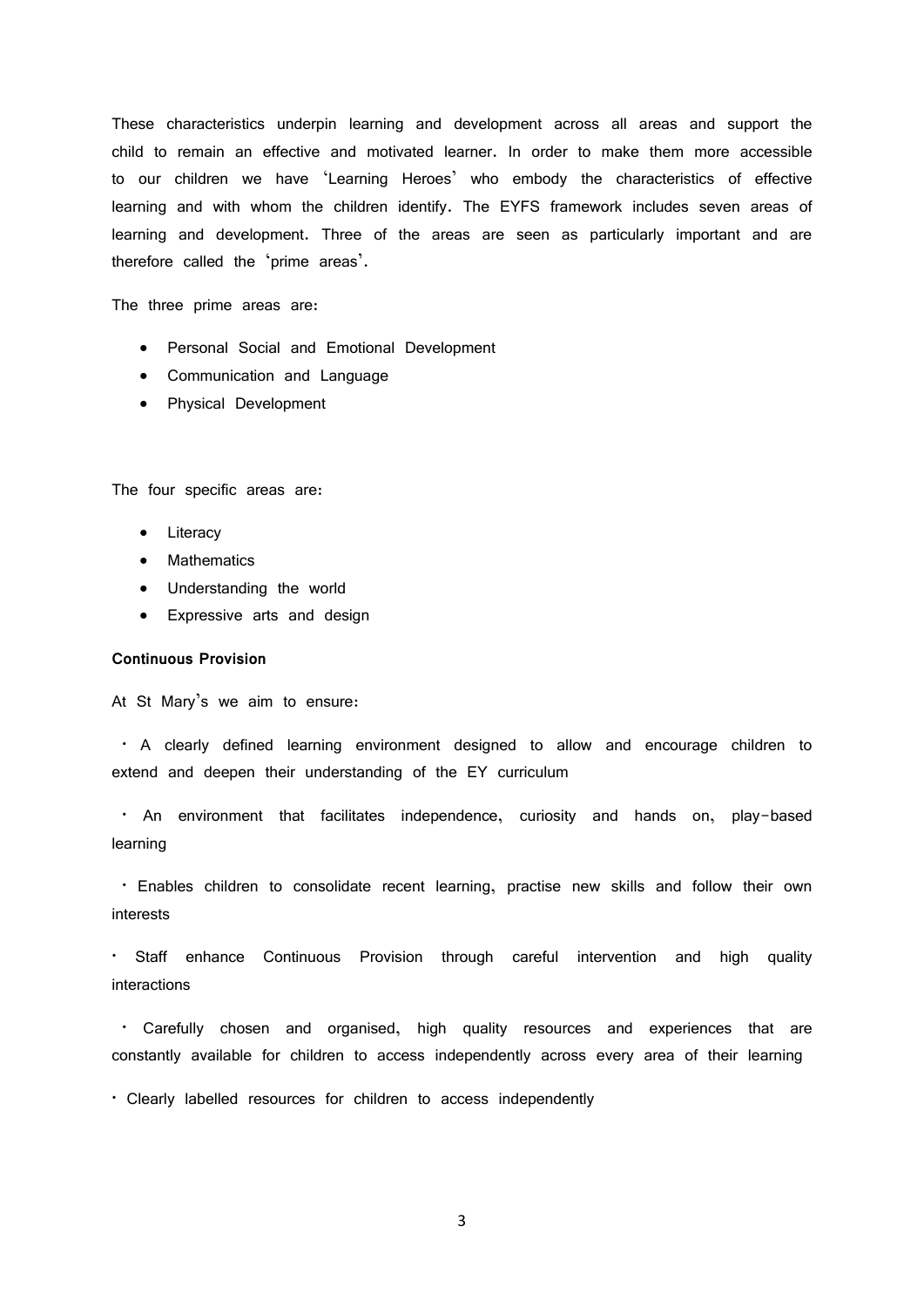These characteristics underpin learning and development across all areas and support the child to remain an effective and motivated learner. In order to make them more accessible to our children we have 'Learning Heroes' who embody the characteristics of effective learning and with whom the children identify. The EYFS framework includes seven areas of learning and development. Three of the areas are seen as particularly important and are therefore called the 'prime areas'.

The three prime areas are:

- Personal Social and Emotional Development
- Communication and Language
- Physical Development

The four specific areas are:

- Literacy
- Mathematics
- Understanding the world
- Expressive arts and design

**Continuous Provision**

At St Mary's we aim to ensure:

- A clearly defined learning environment designed to allow and encourage children to extend and deepen their understanding of the EY curriculum
- An environment that facilitates independence, curiosity and hands on, play-based learning
- Enables children to consolidate recent learning, practise new skills and follow their own interests
- Staff enhance Continuous Provision through careful intervention and high quality interactions
- Carefully chosen and organised, high quality resources and experiences that are constantly available for children to access independently across every area of their learning
- Clearly labelled resources for children to access independently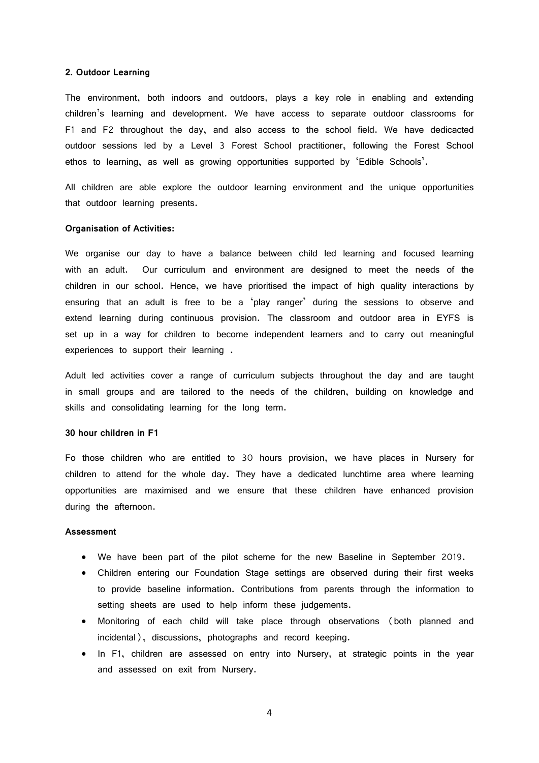## 2. Outdoor Learning

The environment, both indoors and outdoors, plays a key role in enabling and extending children's learning and development. We have access to separate outdoor classrooms for F1 and F2 throughout the day, and also access to the school field. We have dedicacted outdoor sessions led by a Level 3 Forest School practitioner, following the Forest School ethos to learning, as well as growing opportunities supported by 'Edible Schools'.

All children are able explore the outdoor learning environment and the unique opportunities that outdoor learning presents.

### Organisation of Activities:

We organise our day to have a balance between child led learning and focused learning with an adult. Our curriculum and environment are designed to meet the needs of the children in our school. Hence, we have prioritised the impact of high quality interactions by ensuring that an adult is free to be a 'play ranger' during the sessions to observe and extend learning during continuous provision. The classroom and outdoor area in EYFS is set up in a way for children to become independent learners and to carry out meaningful experiences to support their learning .

Adult led activities cover a range of curriculum subjects throughout the day and are taught in small groups and are tailored to the needs of the children, building on knowledge and skills and consolidating learning for the long term.

### 30 hour children in F1

Fo those children who are entitled to 30 hours provision, we have places in Nursery for children to attend for the whole day. They have a dedicated lunchtime area where learning opportunities are maximised and we ensure that these children have enhanced provision during the afternoon.

### Assessment

- We have been part of the pilot scheme for the new Baseline in September 2019.
- Children entering our Foundation Stage settings are observed during their first weeks to provide baseline information. Contributions from parents through the information to setting sheets are used to help inform these judgements.
- Monitoring of each child will take place through observations (both planned and incidental), discussions, photographs and record keeping.
- In F1, children are assessed on entry into Nursery, at strategic points in the year and assessed on exit from Nursery.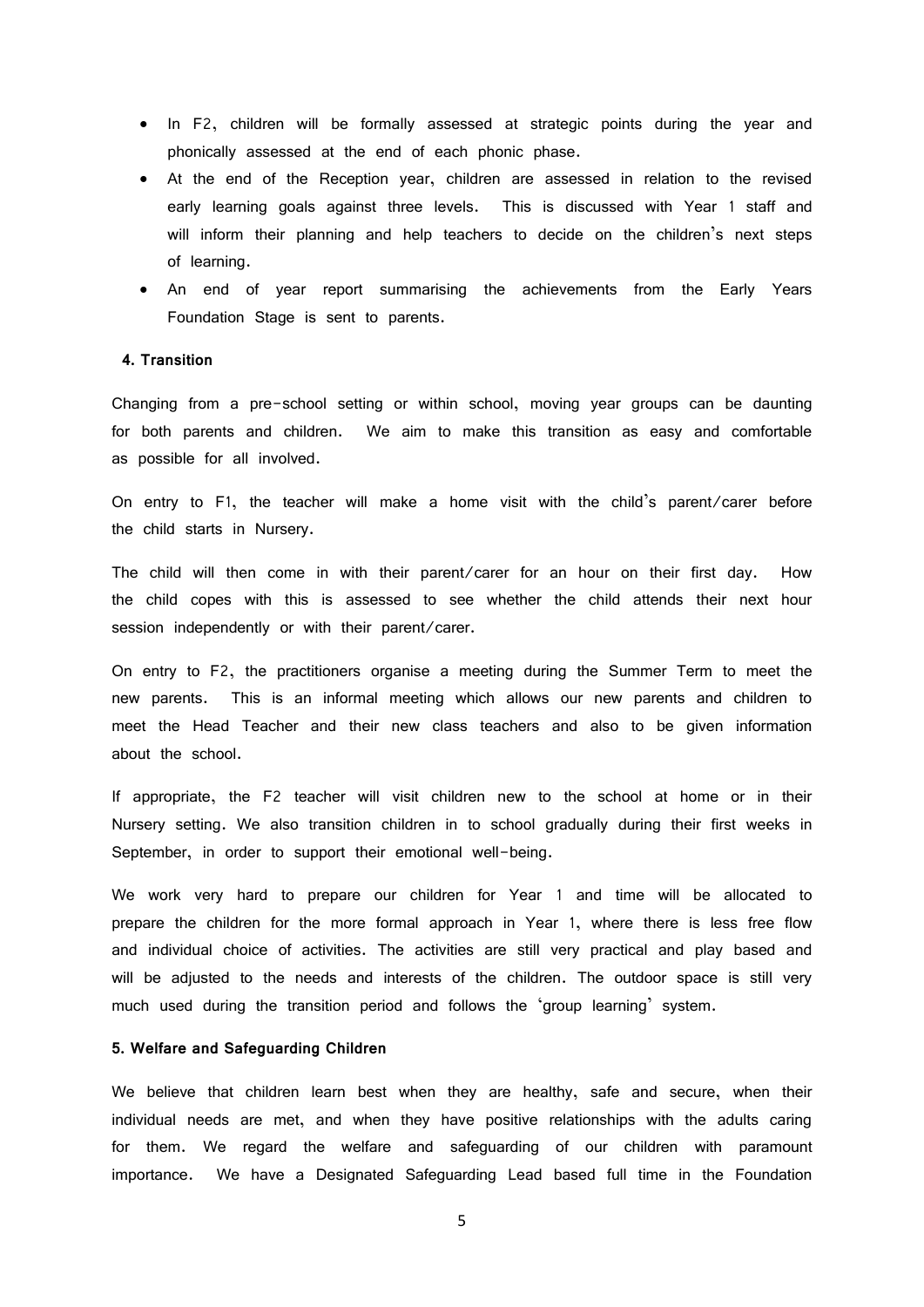- In F2, children will be formally assessed at strategic points during the year and phonically assessed at the end of each phonic phase.
- At the end of the Reception year, children are assessed in relation to the revised early learning goals against three levels. This is discussed with Year 1 staff and will inform their planning and help teachers to decide on the children's next steps of learning.
- An end of year report summarising the achievements from the Early Years Foundation Stage is sent to parents.

**4. Transition**

Changing from a pre-school setting or within school, moving year groups can be daunting for both parents and children. We aim to make this transition as easy and comfortable as possible for all involved.

On entry to F1, the teacher will make a home visit with the child's parent/carer before the child starts in Nursery.

The child will then come in with their parent/carer for an hour on their first day. How the child copes with this is assessed to see whether the child attends their next hour session independently or with their parent/carer.

On entry to F2, the practitioners organise a meeting during the Summer Term to meet the new parents. This is an informal meeting which allows our new parents and children to meet the Head Teacher and their new class teachers and also to be given information about the school.

If appropriate, the F2 teacher will visit children new to the school at home or in their Nursery setting. We also transition children in to school gradually during their first weeks in September, in order to support their emotional well-being.

We work very hard to prepare our children for Year 1 and time will be allocated to prepare the children for the more formal approach in Year 1, where there is less free flow and individual choice of activities. The activities are still very practical and play based and will be adjusted to the needs and interests of the children. The outdoor space is still very much used during the transition period and follows the 'group learning' system.

**5. Welfare and Safeguarding Children**

We believe that children learn best when they are healthy, safe and secure, when their individual needs are met, and when they have positive relationships with the adults caring for them. We regard the welfare and safeguarding of our children with paramount importance. We have a Designated Safeguarding Lead based full time in the Foundation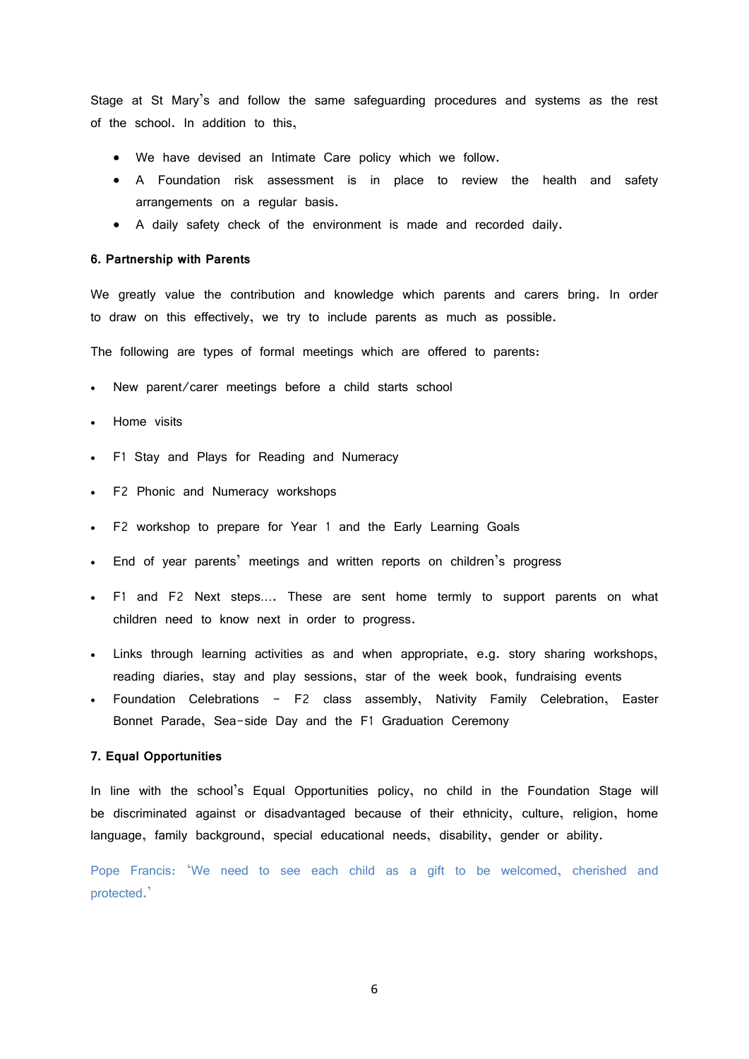Stage at St Mary's and follow the same safeguarding procedures and systems as the rest of the school. In addition to this,

- We have devised an Intimate Care policy which we follow.
- A Foundation risk assessment is in place to review the health and safety arrangements on a regular basis.
- A daily safety check of the environment is made and recorded daily.

**6. Partnership with Parents**

We greatly value the contribution and knowledge which parents and carers bring. In order to draw on this effectively, we try to include parents as much as possible.

The following are types of formal meetings which are offered to parents:

- New parent/carer meetings before a child starts school
- Home visits
- F1 Stay and Plays for Reading and Numeracy
- F2 Phonic and Numeracy workshops
- F2 workshop to prepare for Year 1 and the Early Learning Goals
- End of year parents' meetings and written reports on children's progress
- F1 and F2 Next steps…. These are sent home termly to support parents on what children need to know next in order to progress.
- Links through learning activities as and when appropriate, e.g. story sharing workshops, reading diaries, stay and play sessions, star of the week book, fundraising events
- Foundation Celebrations – F2 class assembly, Nativity Family Celebration, Easter Bonnet Parade, Sea-side Day and the F1 Graduation Ceremony

**7. Equal Opportunities**

In line with the school's Equal Opportunities policy, no child in the Foundation Stage will be discriminated against or disadvantaged because of their ethnicity, culture, religion, home language, family background, special educational needs, disability, gender or ability.

Pope Francis: 'We need to see each child as a gift to be welcomed, cherished and protected.'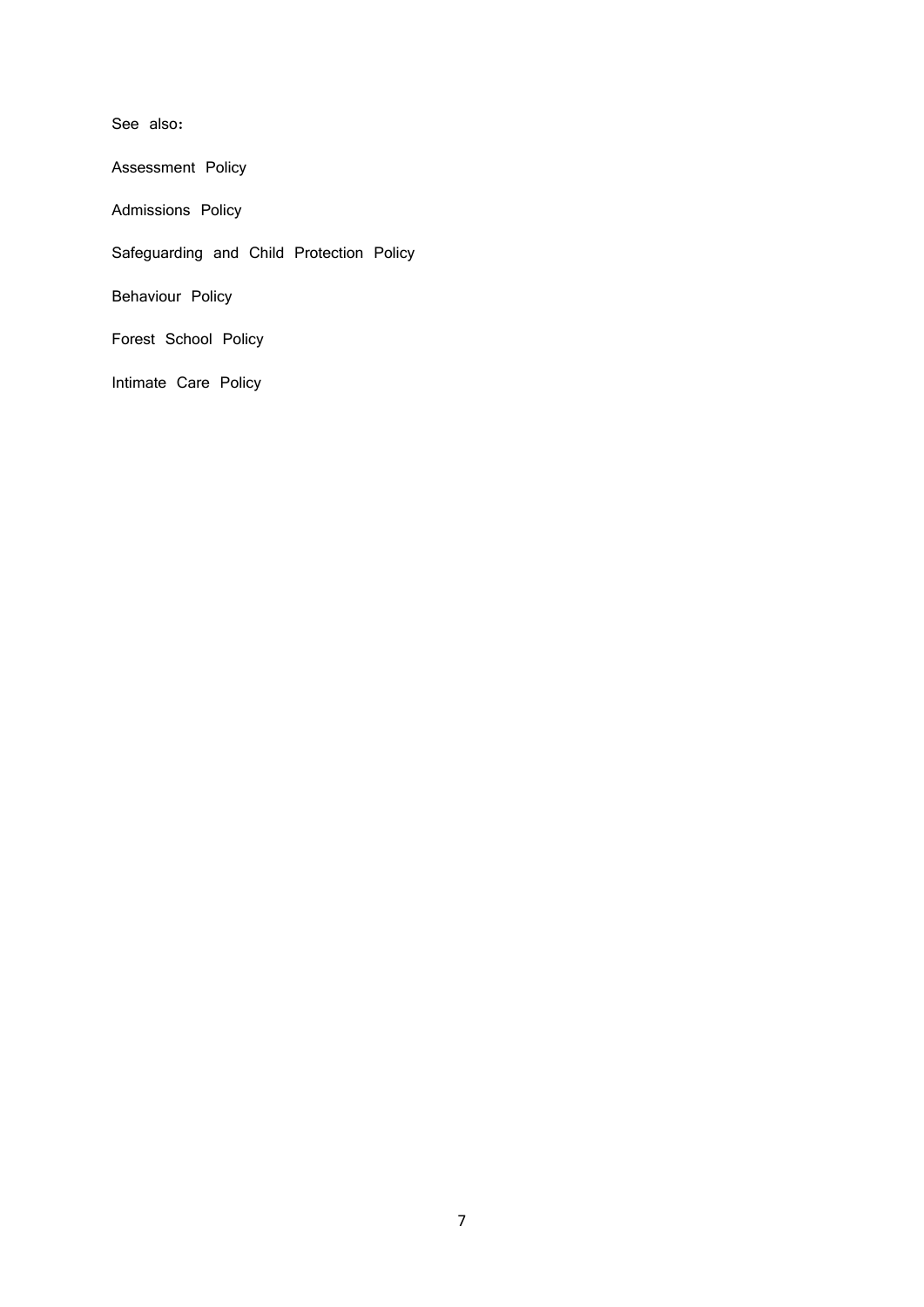See also：

Assessment Policy

Admissions Policy

Safeguarding and Child Protection Policy

Behaviour Policy

Forest School Policy

Intimate Care Policy